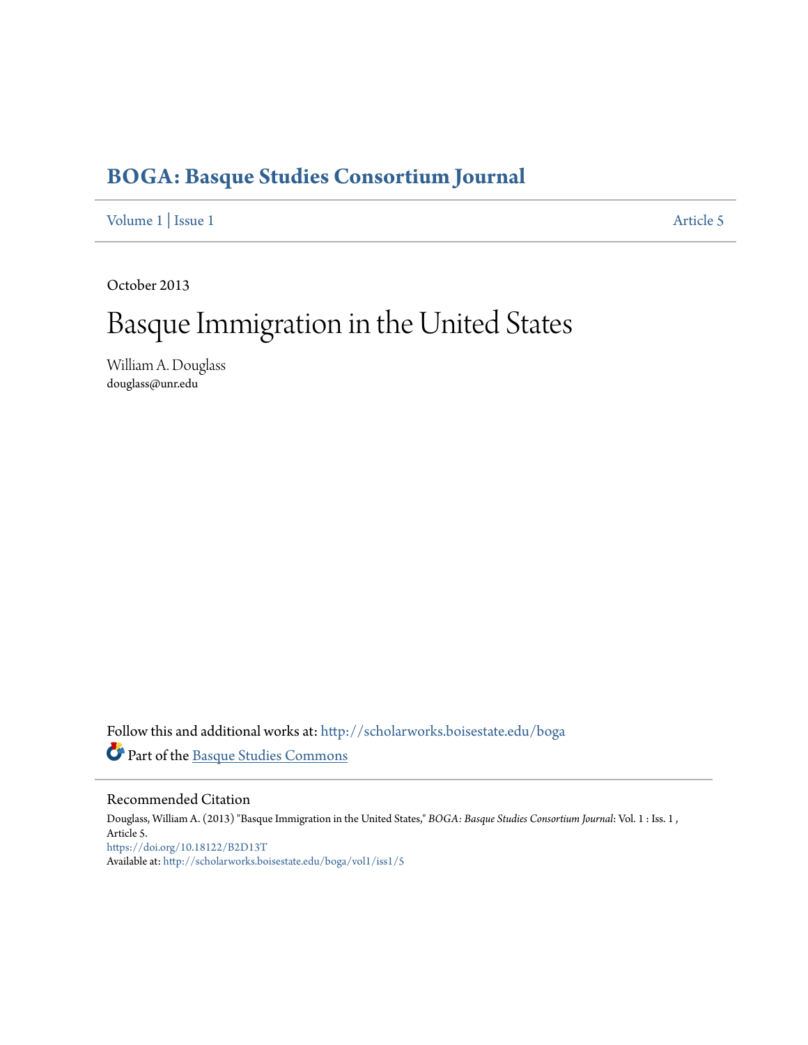# BOGA: Basque Studies Consortium Journal

Volume 1 | Issue 1 Article 5

October 2013

# Basque Immigration in the United States

William A. Douglass
douglass@unr.edu

Follow this and additional works at: http://scholarworks.boisestate.edu/boga

Part of the Basque Studies Commons

## Recommended Citation

Douglass, William A. (2013) "Basque Immigration in the United States," *BOGA: Basque Studies Consortium Journal*: Vol. 1 : Iss. 1 , Article 5.
https://doi.org/10.18122/B2D13T
Available at: http://scholarworks.boisestate.edu/boga/vol1/iss1/5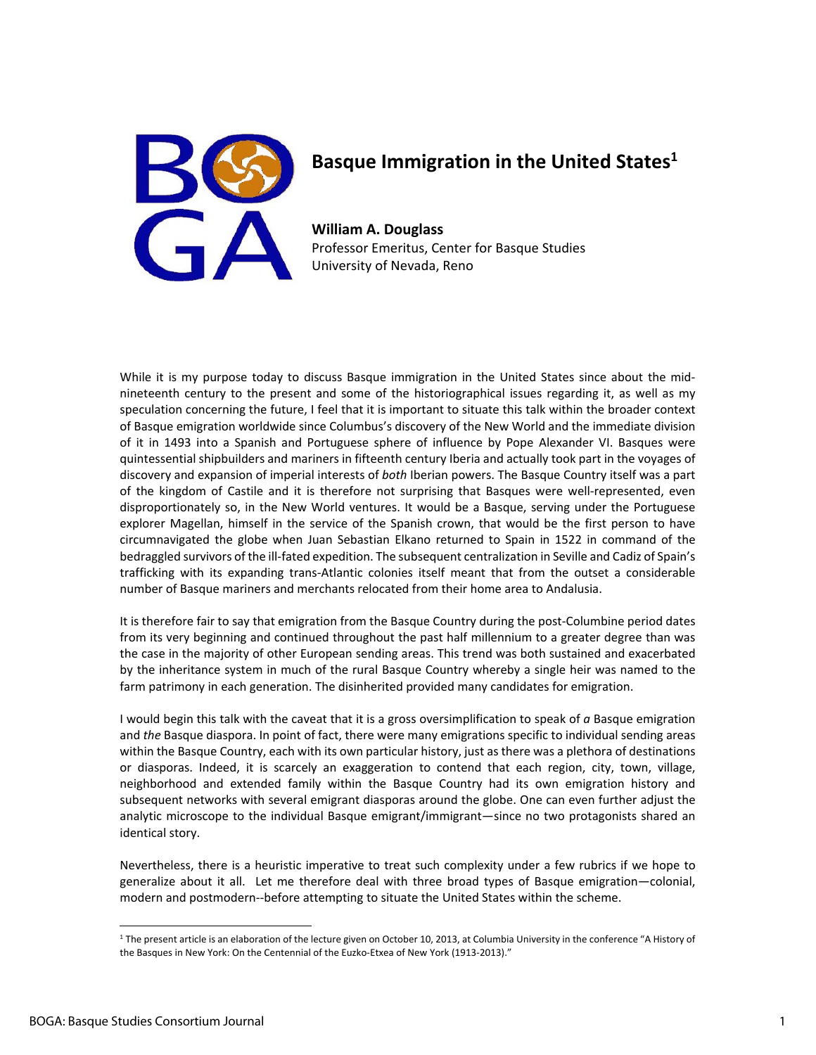# Basque Immigration in the United States[1]

**William A. Douglass**
Professor Emeritus, Center for Basque Studies
University of Nevada, Reno

While it is my purpose today to discuss Basque immigration in the United States since about the mid-nineteenth century to the present and some of the historiographical issues regarding it, as well as my speculation concerning the future, I feel that it is important to situate this talk within the broader context of Basque emigration worldwide since Columbus's discovery of the New World and the immediate division of it in 1493 into a Spanish and Portuguese sphere of influence by Pope Alexander VI. Basques were quintessential shipbuilders and mariners in fifteenth century Iberia and actually took part in the voyages of discovery and expansion of imperial interests of *both* Iberian powers. The Basque Country itself was a part of the kingdom of Castile and it is therefore not surprising that Basques were well-represented, even disproportionately so, in the New World ventures. It would be a Basque, serving under the Portuguese explorer Magellan, himself in the service of the Spanish crown, that would be the first person to have circumnavigated the globe when Juan Sebastian Elkano returned to Spain in 1522 in command of the bedraggled survivors of the ill-fated expedition. The subsequent centralization in Seville and Cadiz of Spain's trafficking with its expanding trans-Atlantic colonies itself meant that from the outset a considerable number of Basque mariners and merchants relocated from their home area to Andalusia.

It is therefore fair to say that emigration from the Basque Country during the post-Columbine period dates from its very beginning and continued throughout the past half millennium to a greater degree than was the case in the majority of other European sending areas. This trend was both sustained and exacerbated by the inheritance system in much of the rural Basque Country whereby a single heir was named to the farm patrimony in each generation. The disinherited provided many candidates for emigration.

I would begin this talk with the caveat that it is a gross oversimplification to speak of *a* Basque emigration and *the* Basque diaspora. In point of fact, there were many emigrations specific to individual sending areas within the Basque Country, each with its own particular history, just as there was a plethora of destinations or diasporas. Indeed, it is scarcely an exaggeration to contend that each region, city, town, village, neighborhood and extended family within the Basque Country had its own emigration history and subsequent networks with several emigrant diasporas around the globe. One can even further adjust the analytic microscope to the individual Basque emigrant/immigrant—since no two protagonists shared an identical story.

Nevertheless, there is a heuristic imperative to treat such complexity under a few rubrics if we hope to generalize about it all. Let me therefore deal with three broad types of Basque emigration—colonial, modern and postmodern--before attempting to situate the United States within the scheme.

[1] The present article is an elaboration of the lecture given on October 10, 2013, at Columbia University in the conference "A History of the Basques in New York: On the Centennial of the Euzko-Etxea of New York (1913-2013)."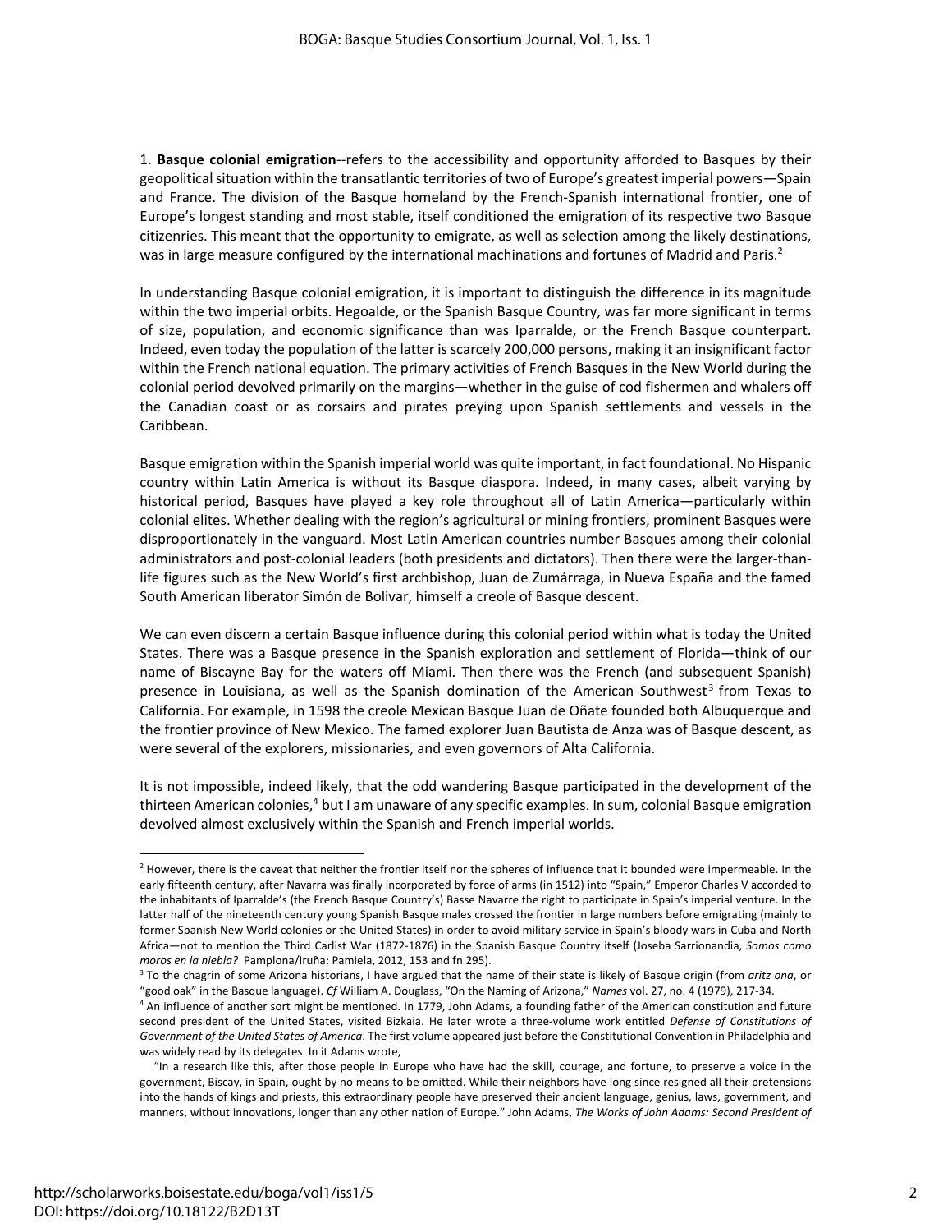1. **Basque colonial emigration**--refers to the accessibility and opportunity afforded to Basques by their geopolitical situation within the transatlantic territories of two of Europe's greatest imperial powers—Spain and France. The division of the Basque homeland by the French-Spanish international frontier, one of Europe's longest standing and most stable, itself conditioned the emigration of its respective two Basque citizenries. This meant that the opportunity to emigrate, as well as selection among the likely destinations, was in large measure configured by the international machinations and fortunes of Madrid and Paris.[2]

In understanding Basque colonial emigration, it is important to distinguish the difference in its magnitude within the two imperial orbits. Hegoalde, or the Spanish Basque Country, was far more significant in terms of size, population, and economic significance than was Iparralde, or the French Basque counterpart. Indeed, even today the population of the latter is scarcely 200,000 persons, making it an insignificant factor within the French national equation. The primary activities of French Basques in the New World during the colonial period devolved primarily on the margins—whether in the guise of cod fishermen and whalers off the Canadian coast or as corsairs and pirates preying upon Spanish settlements and vessels in the Caribbean.

Basque emigration within the Spanish imperial world was quite important, in fact foundational. No Hispanic country within Latin America is without its Basque diaspora. Indeed, in many cases, albeit varying by historical period, Basques have played a key role throughout all of Latin America—particularly within colonial elites. Whether dealing with the region's agricultural or mining frontiers, prominent Basques were disproportionately in the vanguard. Most Latin American countries number Basques among their colonial administrators and post-colonial leaders (both presidents and dictators). Then there were the larger-than-life figures such as the New World's first archbishop, Juan de Zumárraga, in Nueva España and the famed South American liberator Simón de Bolivar, himself a creole of Basque descent.

We can even discern a certain Basque influence during this colonial period within what is today the United States. There was a Basque presence in the Spanish exploration and settlement of Florida—think of our name of Biscayne Bay for the waters off Miami. Then there was the French (and subsequent Spanish) presence in Louisiana, as well as the Spanish domination of the American Southwest[3] from Texas to California. For example, in 1598 the creole Mexican Basque Juan de Oñate founded both Albuquerque and the frontier province of New Mexico. The famed explorer Juan Bautista de Anza was of Basque descent, as were several of the explorers, missionaries, and even governors of Alta California.

It is not impossible, indeed likely, that the odd wandering Basque participated in the development of the thirteen American colonies,[4] but I am unaware of any specific examples. In sum, colonial Basque emigration devolved almost exclusively within the Spanish and French imperial worlds.

---

[2] However, there is the caveat that neither the frontier itself nor the spheres of influence that it bounded were impermeable. In the early fifteenth century, after Navarra was finally incorporated by force of arms (in 1512) into "Spain," Emperor Charles V accorded to the inhabitants of Iparralde's (the French Basque Country's) Basse Navarre the right to participate in Spain's imperial venture. In the latter half of the nineteenth century young Spanish Basque males crossed the frontier in large numbers before emigrating (mainly to former Spanish New World colonies or the United States) in order to avoid military service in Spain's bloody wars in Cuba and North Africa—not to mention the Third Carlist War (1872-1876) in the Spanish Basque Country itself (Joseba Sarrionandia, *Somos como moros en la niebla?* Pamplona/Iruña: Pamiela, 2012, 153 and fn 295).

[3] To the chagrin of some Arizona historians, I have argued that the name of their state is likely of Basque origin (from *aritz ona*, or "good oak" in the Basque language). *Cf* William A. Douglass, "On the Naming of Arizona," *Names* vol. 27, no. 4 (1979), 217-34.

[4] An influence of another sort might be mentioned. In 1779, John Adams, a founding father of the American constitution and future second president of the United States, visited Bizkaia. He later wrote a three-volume work entitled *Defense of Constitutions of Government of the United States of America*. The first volume appeared just before the Constitutional Convention in Philadelphia and was widely read by its delegates. In it Adams wrote,

"In a research like this, after those people in Europe who have had the skill, courage, and fortune, to preserve a voice in the government, Biscay, in Spain, ought by no means to be omitted. While their neighbors have long since resigned all their pretensions into the hands of kings and priests, this extraordinary people have preserved their ancient language, genius, laws, government, and manners, without innovations, longer than any other nation of Europe." John Adams, *The Works of John Adams: Second President of*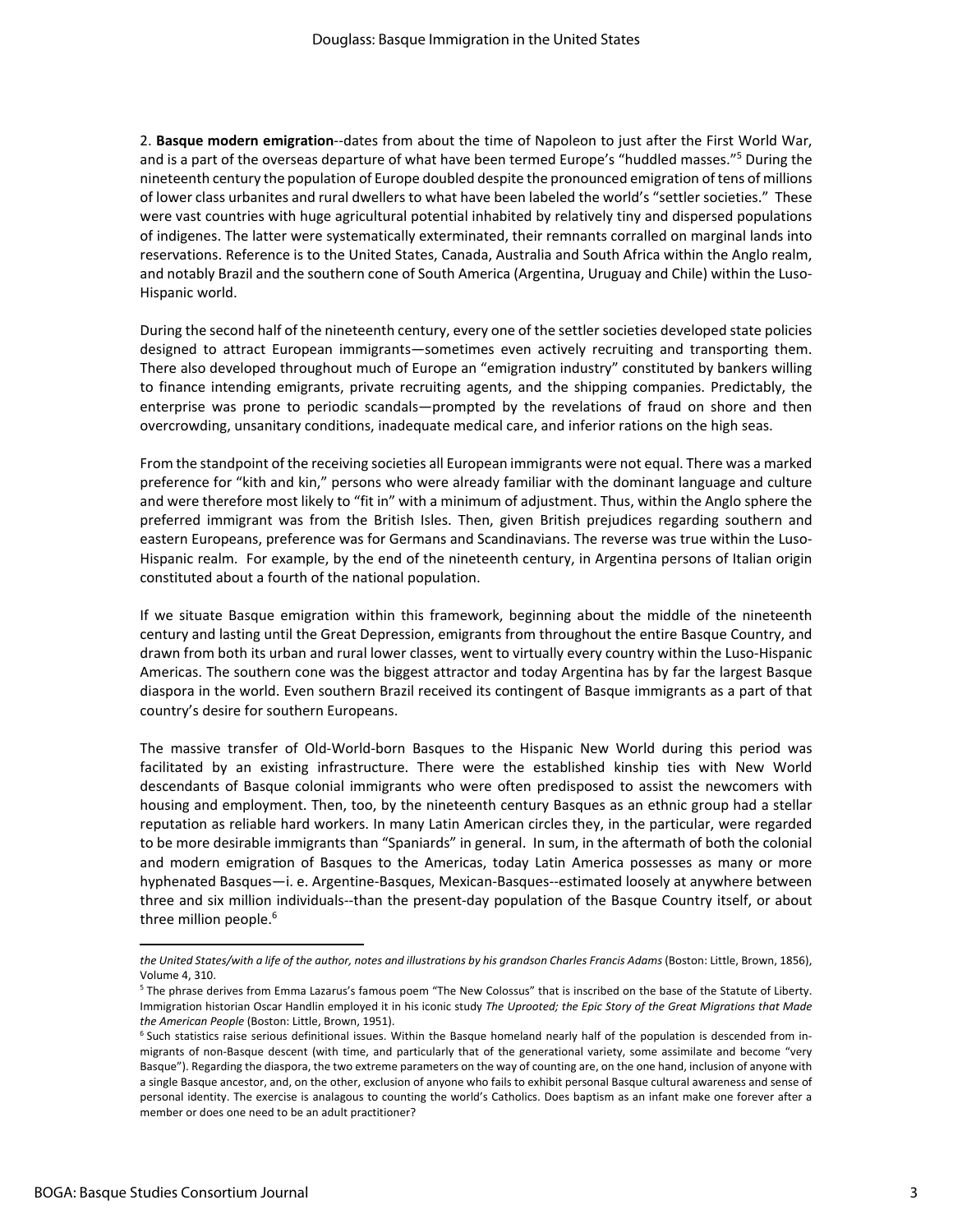2. **Basque modern emigration**--dates from about the time of Napoleon to just after the First World War, and is a part of the overseas departure of what have been termed Europe's "huddled masses."[5] During the nineteenth century the population of Europe doubled despite the pronounced emigration of tens of millions of lower class urbanites and rural dwellers to what have been labeled the world's "settler societies." These were vast countries with huge agricultural potential inhabited by relatively tiny and dispersed populations of indigenes. The latter were systematically exterminated, their remnants corralled on marginal lands into reservations. Reference is to the United States, Canada, Australia and South Africa within the Anglo realm, and notably Brazil and the southern cone of South America (Argentina, Uruguay and Chile) within the Luso-Hispanic world.

During the second half of the nineteenth century, every one of the settler societies developed state policies designed to attract European immigrants—sometimes even actively recruiting and transporting them. There also developed throughout much of Europe an "emigration industry" constituted by bankers willing to finance intending emigrants, private recruiting agents, and the shipping companies. Predictably, the enterprise was prone to periodic scandals—prompted by the revelations of fraud on shore and then overcrowding, unsanitary conditions, inadequate medical care, and inferior rations on the high seas.

From the standpoint of the receiving societies all European immigrants were not equal. There was a marked preference for "kith and kin," persons who were already familiar with the dominant language and culture and were therefore most likely to "fit in" with a minimum of adjustment. Thus, within the Anglo sphere the preferred immigrant was from the British Isles. Then, given British prejudices regarding southern and eastern Europeans, preference was for Germans and Scandinavians. The reverse was true within the Luso-Hispanic realm. For example, by the end of the nineteenth century, in Argentina persons of Italian origin constituted about a fourth of the national population.

If we situate Basque emigration within this framework, beginning about the middle of the nineteenth century and lasting until the Great Depression, emigrants from throughout the entire Basque Country, and drawn from both its urban and rural lower classes, went to virtually every country within the Luso-Hispanic Americas. The southern cone was the biggest attractor and today Argentina has by far the largest Basque diaspora in the world. Even southern Brazil received its contingent of Basque immigrants as a part of that country's desire for southern Europeans.

The massive transfer of Old-World-born Basques to the Hispanic New World during this period was facilitated by an existing infrastructure. There were the established kinship ties with New World descendants of Basque colonial immigrants who were often predisposed to assist the newcomers with housing and employment. Then, too, by the nineteenth century Basques as an ethnic group had a stellar reputation as reliable hard workers. In many Latin American circles they, in the particular, were regarded to be more desirable immigrants than "Spaniards" in general. In sum, in the aftermath of both the colonial and modern emigration of Basques to the Americas, today Latin America possesses as many or more hyphenated Basques—i. e. Argentine-Basques, Mexican-Basques--estimated loosely at anywhere between three and six million individuals--than the present-day population of the Basque Country itself, or about three million people.[6]

---

*the United States/with a life of the author, notes and illustrations by his grandson Charles Francis Adams* (Boston: Little, Brown, 1856), Volume 4, 310.

[5] The phrase derives from Emma Lazarus's famous poem "The New Colossus" that is inscribed on the base of the Statute of Liberty. Immigration historian Oscar Handlin employed it in his iconic study *The Uprooted; the Epic Story of the Great Migrations that Made the American People* (Boston: Little, Brown, 1951).

[6] Such statistics raise serious definitional issues. Within the Basque homeland nearly half of the population is descended from in-migrants of non-Basque descent (with time, and particularly that of the generational variety, some assimilate and become "very Basque"). Regarding the diaspora, the two extreme parameters on the way of counting are, on the one hand, inclusion of anyone with a single Basque ancestor, and, on the other, exclusion of anyone who fails to exhibit personal Basque cultural awareness and sense of personal identity. The exercise is analagous to counting the world's Catholics. Does baptism as an infant make one forever after a member or does one need to be an adult practitioner?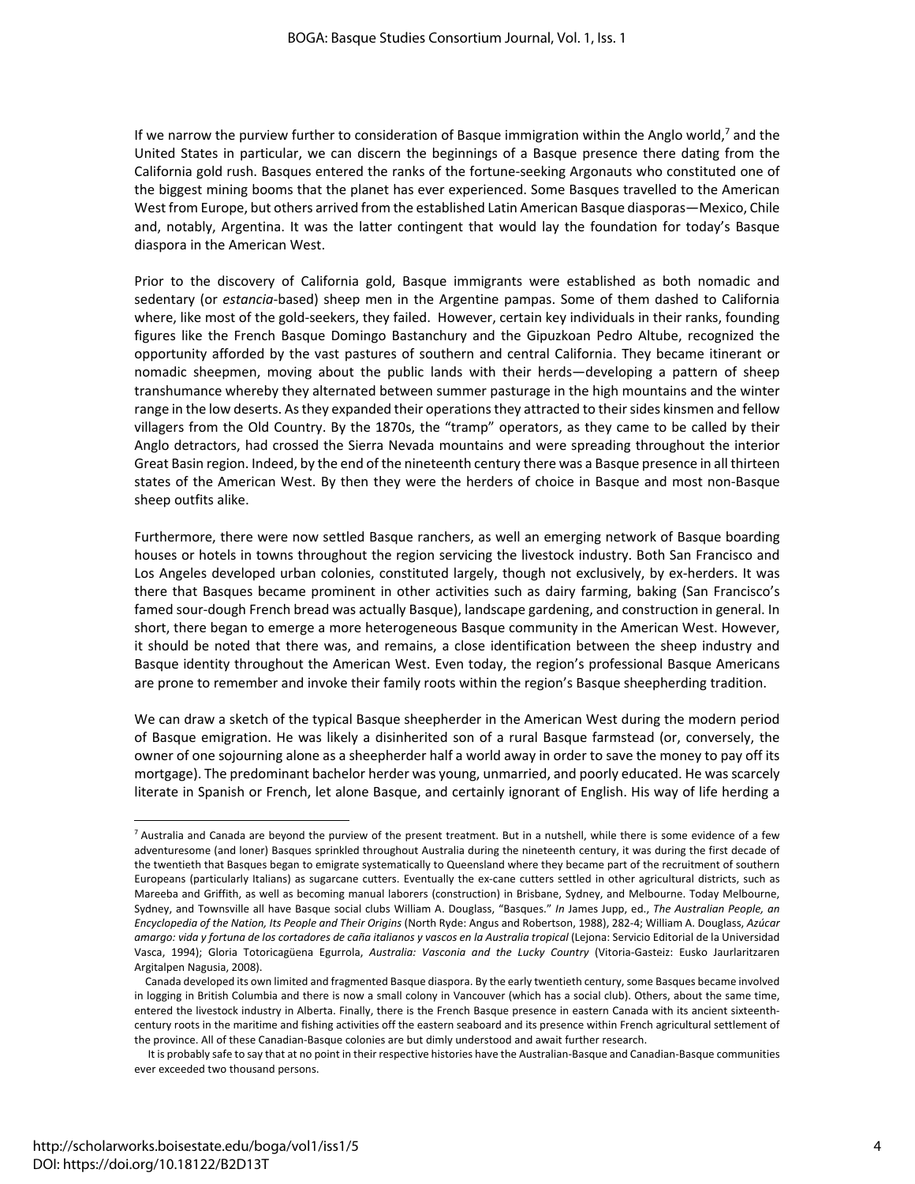If we narrow the purview further to consideration of Basque immigration within the Anglo world,[7] and the United States in particular, we can discern the beginnings of a Basque presence there dating from the California gold rush. Basques entered the ranks of the fortune-seeking Argonauts who constituted one of the biggest mining booms that the planet has ever experienced. Some Basques travelled to the American West from Europe, but others arrived from the established Latin American Basque diasporas—Mexico, Chile and, notably, Argentina. It was the latter contingent that would lay the foundation for today's Basque diaspora in the American West.

Prior to the discovery of California gold, Basque immigrants were established as both nomadic and sedentary (or *estancia*-based) sheep men in the Argentine pampas. Some of them dashed to California where, like most of the gold-seekers, they failed. However, certain key individuals in their ranks, founding figures like the French Basque Domingo Bastanchury and the Gipuzkoan Pedro Altube, recognized the opportunity afforded by the vast pastures of southern and central California. They became itinerant or nomadic sheepmen, moving about the public lands with their herds—developing a pattern of sheep transhumance whereby they alternated between summer pasturage in the high mountains and the winter range in the low deserts. As they expanded their operations they attracted to their sides kinsmen and fellow villagers from the Old Country. By the 1870s, the "tramp" operators, as they came to be called by their Anglo detractors, had crossed the Sierra Nevada mountains and were spreading throughout the interior Great Basin region. Indeed, by the end of the nineteenth century there was a Basque presence in all thirteen states of the American West. By then they were the herders of choice in Basque and most non-Basque sheep outfits alike.

Furthermore, there were now settled Basque ranchers, as well an emerging network of Basque boarding houses or hotels in towns throughout the region servicing the livestock industry. Both San Francisco and Los Angeles developed urban colonies, constituted largely, though not exclusively, by ex-herders. It was there that Basques became prominent in other activities such as dairy farming, baking (San Francisco's famed sour-dough French bread was actually Basque), landscape gardening, and construction in general. In short, there began to emerge a more heterogeneous Basque community in the American West. However, it should be noted that there was, and remains, a close identification between the sheep industry and Basque identity throughout the American West. Even today, the region's professional Basque Americans are prone to remember and invoke their family roots within the region's Basque sheepherding tradition.

We can draw a sketch of the typical Basque sheepherder in the American West during the modern period of Basque emigration. He was likely a disinherited son of a rural Basque farmstead (or, conversely, the owner of one sojourning alone as a sheepherder half a world away in order to save the money to pay off its mortgage). The predominant bachelor herder was young, unmarried, and poorly educated. He was scarcely literate in Spanish or French, let alone Basque, and certainly ignorant of English. His way of life herding a

---

[7] Australia and Canada are beyond the purview of the present treatment. But in a nutshell, while there is some evidence of a few adventuresome (and loner) Basques sprinkled throughout Australia during the nineteenth century, it was during the first decade of the twentieth that Basques began to emigrate systematically to Queensland where they became part of the recruitment of southern Europeans (particularly Italians) as sugarcane cutters. Eventually the ex-cane cutters settled in other agricultural districts, such as Mareeba and Griffith, as well as becoming manual laborers (construction) in Brisbane, Sydney, and Melbourne. Today Melbourne, Sydney, and Townsville all have Basque social clubs William A. Douglass, "Basques." *In* James Jupp, ed., *The Australian People, an Encyclopedia of the Nation, Its People and Their Origins* (North Ryde: Angus and Robertson, 1988), 282-4; William A. Douglass, *Azúcar amargo: vida y fortuna de los cortadores de caña italianos y vascos en la Australia tropical* (Lejona: Servicio Editorial de la Universidad Vasca, 1994); Gloria Totoricagüena Egurrola, *Australia: Vasconia and the Lucky Country* (Vitoria-Gasteiz: Eusko Jaurlaritzaren Argitalpen Nagusia, 2008).

Canada developed its own limited and fragmented Basque diaspora. By the early twentieth century, some Basques became involved in logging in British Columbia and there is now a small colony in Vancouver (which has a social club). Others, about the same time, entered the livestock industry in Alberta. Finally, there is the French Basque presence in eastern Canada with its ancient sixteenth-century roots in the maritime and fishing activities off the eastern seaboard and its presence within French agricultural settlement of the province. All of these Canadian-Basque colonies are but dimly understood and await further research.

It is probably safe to say that at no point in their respective histories have the Australian-Basque and Canadian-Basque communities ever exceeded two thousand persons.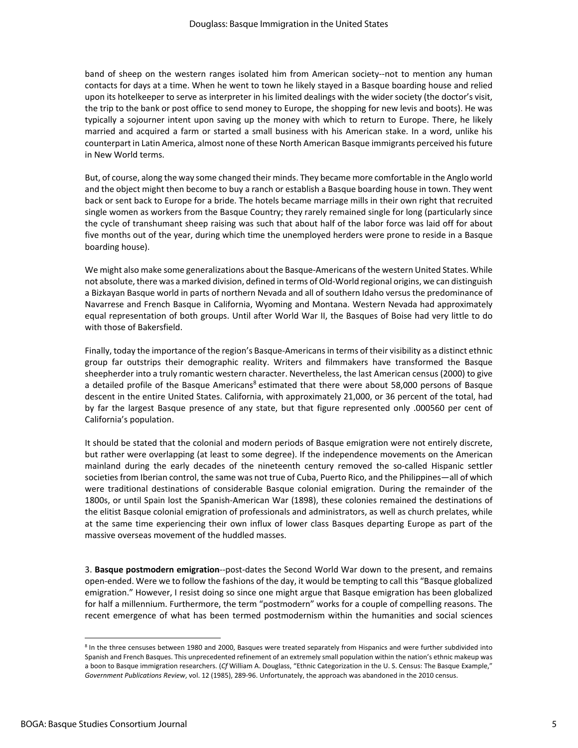band of sheep on the western ranges isolated him from American society--not to mention any human contacts for days at a time. When he went to town he likely stayed in a Basque boarding house and relied upon its hotelkeeper to serve as interpreter in his limited dealings with the wider society (the doctor's visit, the trip to the bank or post office to send money to Europe, the shopping for new levis and boots). He was typically a sojourner intent upon saving up the money with which to return to Europe. There, he likely married and acquired a farm or started a small business with his American stake. In a word, unlike his counterpart in Latin America, almost none of these North American Basque immigrants perceived his future in New World terms.

But, of course, along the way some changed their minds. They became more comfortable in the Anglo world and the object might then become to buy a ranch or establish a Basque boarding house in town. They went back or sent back to Europe for a bride. The hotels became marriage mills in their own right that recruited single women as workers from the Basque Country; they rarely remained single for long (particularly since the cycle of transhumant sheep raising was such that about half of the labor force was laid off for about five months out of the year, during which time the unemployed herders were prone to reside in a Basque boarding house).

We might also make some generalizations about the Basque-Americans of the western United States. While not absolute, there was a marked division, defined in terms of Old-World regional origins, we can distinguish a Bizkayan Basque world in parts of northern Nevada and all of southern Idaho versus the predominance of Navarrese and French Basque in California, Wyoming and Montana. Western Nevada had approximately equal representation of both groups. Until after World War II, the Basques of Boise had very little to do with those of Bakersfield.

Finally, today the importance of the region's Basque-Americans in terms of their visibility as a distinct ethnic group far outstrips their demographic reality. Writers and filmmakers have transformed the Basque sheepherder into a truly romantic western character. Nevertheless, the last American census (2000) to give a detailed profile of the Basque Americans[8] estimated that there were about 58,000 persons of Basque descent in the entire United States. California, with approximately 21,000, or 36 percent of the total, had by far the largest Basque presence of any state, but that figure represented only .000560 per cent of California's population.

It should be stated that the colonial and modern periods of Basque emigration were not entirely discrete, but rather were overlapping (at least to some degree). If the independence movements on the American mainland during the early decades of the nineteenth century removed the so-called Hispanic settler societies from Iberian control, the same was not true of Cuba, Puerto Rico, and the Philippines—all of which were traditional destinations of considerable Basque colonial emigration. During the remainder of the 1800s, or until Spain lost the Spanish-American War (1898), these colonies remained the destinations of the elitist Basque colonial emigration of professionals and administrators, as well as church prelates, while at the same time experiencing their own influx of lower class Basques departing Europe as part of the massive overseas movement of the huddled masses.

3. **Basque postmodern emigration**--post-dates the Second World War down to the present, and remains open-ended. Were we to follow the fashions of the day, it would be tempting to call this "Basque globalized emigration." However, I resist doing so since one might argue that Basque emigration has been globalized for half a millennium. Furthermore, the term "postmodern" works for a couple of compelling reasons. The recent emergence of what has been termed postmodernism within the humanities and social sciences

---

[8] In the three censuses between 1980 and 2000, Basques were treated separately from Hispanics and were further subdivided into Spanish and French Basques. This unprecedented refinement of an extremely small population within the nation's ethnic makeup was a boon to Basque immigration researchers. (*Cf* William A. Douglass, "Ethnic Categorization in the U. S. Census: The Basque Example," *Government Publications Review*, vol. 12 (1985), 289-96. Unfortunately, the approach was abandoned in the 2010 census.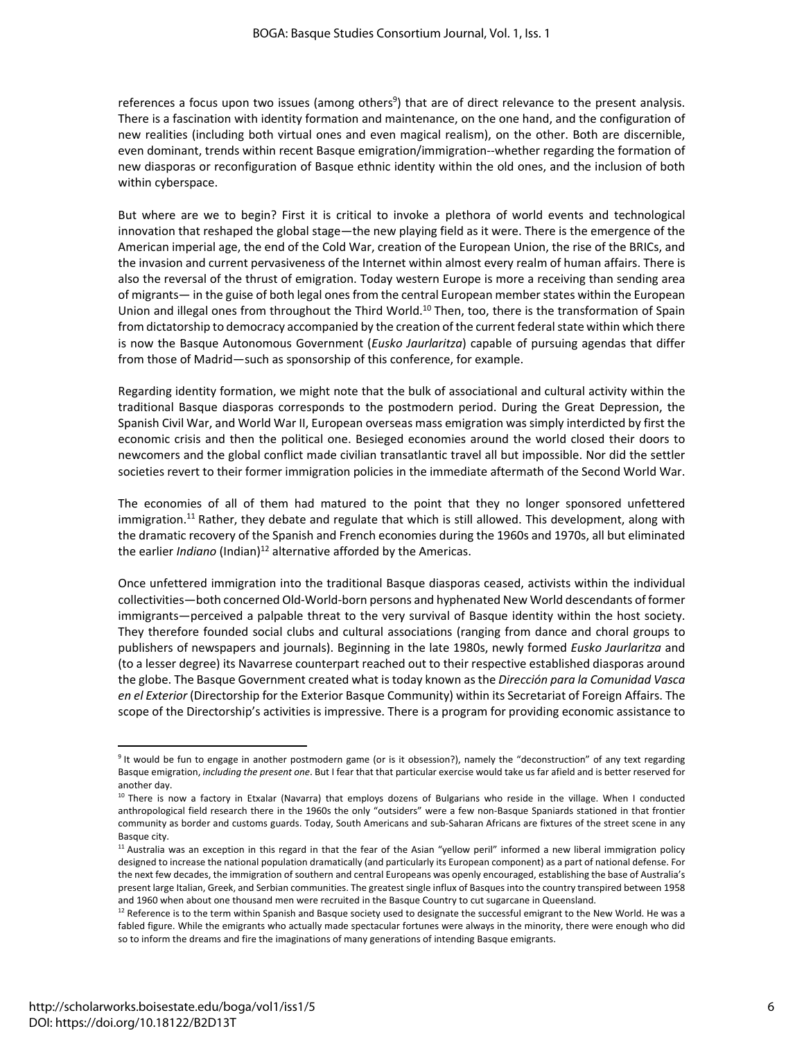references a focus upon two issues (among others[9]) that are of direct relevance to the present analysis. There is a fascination with identity formation and maintenance, on the one hand, and the configuration of new realities (including both virtual ones and even magical realism), on the other. Both are discernible, even dominant, trends within recent Basque emigration/immigration--whether regarding the formation of new diasporas or reconfiguration of Basque ethnic identity within the old ones, and the inclusion of both within cyberspace.

But where are we to begin? First it is critical to invoke a plethora of world events and technological innovation that reshaped the global stage—the new playing field as it were. There is the emergence of the American imperial age, the end of the Cold War, creation of the European Union, the rise of the BRICs, and the invasion and current pervasiveness of the Internet within almost every realm of human affairs. There is also the reversal of the thrust of emigration. Today western Europe is more a receiving than sending area of migrants— in the guise of both legal ones from the central European member states within the European Union and illegal ones from throughout the Third World.[10] Then, too, there is the transformation of Spain from dictatorship to democracy accompanied by the creation of the current federal state within which there is now the Basque Autonomous Government (*Eusko Jaurlaritza*) capable of pursuing agendas that differ from those of Madrid—such as sponsorship of this conference, for example.

Regarding identity formation, we might note that the bulk of associational and cultural activity within the traditional Basque diasporas corresponds to the postmodern period. During the Great Depression, the Spanish Civil War, and World War II, European overseas mass emigration was simply interdicted by first the economic crisis and then the political one. Besieged economies around the world closed their doors to newcomers and the global conflict made civilian transatlantic travel all but impossible. Nor did the settler societies revert to their former immigration policies in the immediate aftermath of the Second World War.

The economies of all of them had matured to the point that they no longer sponsored unfettered immigration.[11] Rather, they debate and regulate that which is still allowed. This development, along with the dramatic recovery of the Spanish and French economies during the 1960s and 1970s, all but eliminated the earlier *Indiano* (Indian)[12] alternative afforded by the Americas.

Once unfettered immigration into the traditional Basque diasporas ceased, activists within the individual collectivities—both concerned Old-World-born persons and hyphenated New World descendants of former immigrants—perceived a palpable threat to the very survival of Basque identity within the host society. They therefore founded social clubs and cultural associations (ranging from dance and choral groups to publishers of newspapers and journals). Beginning in the late 1980s, newly formed *Eusko Jaurlaritza* and (to a lesser degree) its Navarrese counterpart reached out to their respective established diasporas around the globe. The Basque Government created what is today known as the *Dirección para la Comunidad Vasca en el Exterior* (Directorship for the Exterior Basque Community) within its Secretariat of Foreign Affairs. The scope of the Directorship's activities is impressive. There is a program for providing economic assistance to

---

[9] It would be fun to engage in another postmodern game (or is it obsession?), namely the "deconstruction" of any text regarding Basque emigration, *including the present one*. But I fear that that particular exercise would take us far afield and is better reserved for another day.

[10] There is now a factory in Etxalar (Navarra) that employs dozens of Bulgarians who reside in the village. When I conducted anthropological field research there in the 1960s the only "outsiders" were a few non-Basque Spaniards stationed in that frontier community as border and customs guards. Today, South Americans and sub-Saharan Africans are fixtures of the street scene in any Basque city.

[11] Australia was an exception in this regard in that the fear of the Asian "yellow peril" informed a new liberal immigration policy designed to increase the national population dramatically (and particularly its European component) as a part of national defense. For the next few decades, the immigration of southern and central Europeans was openly encouraged, establishing the base of Australia's present large Italian, Greek, and Serbian communities. The greatest single influx of Basques into the country transpired between 1958 and 1960 when about one thousand men were recruited in the Basque Country to cut sugarcane in Queensland.

[12] Reference is to the term within Spanish and Basque society used to designate the successful emigrant to the New World. He was a fabled figure. While the emigrants who actually made spectacular fortunes were always in the minority, there were enough who did so to inform the dreams and fire the imaginations of many generations of intending Basque emigrants.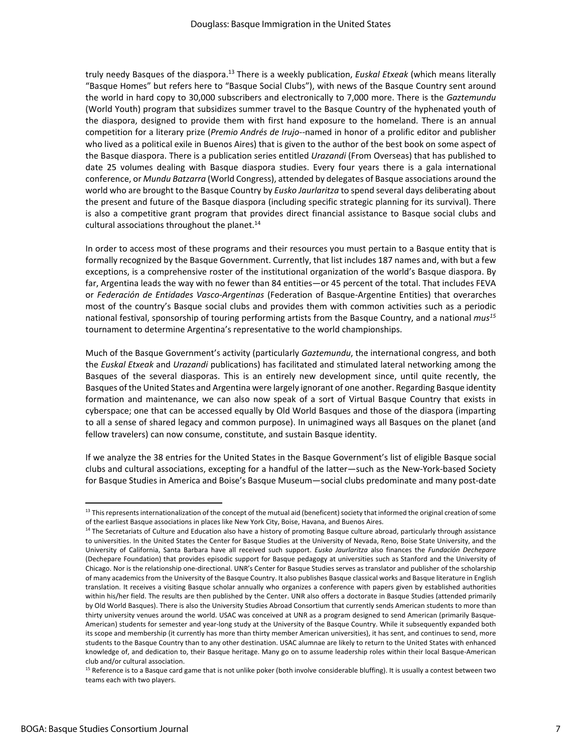truly needy Basques of the diaspora.[13] There is a weekly publication, *Euskal Etxeak* (which means literally "Basque Homes" but refers here to "Basque Social Clubs"), with news of the Basque Country sent around the world in hard copy to 30,000 subscribers and electronically to 7,000 more. There is the *Gaztemundu* (World Youth) program that subsidizes summer travel to the Basque Country of the hyphenated youth of the diaspora, designed to provide them with first hand exposure to the homeland. There is an annual competition for a literary prize (*Premio Andrés de Irujo*--named in honor of a prolific editor and publisher who lived as a political exile in Buenos Aires) that is given to the author of the best book on some aspect of the Basque diaspora. There is a publication series entitled *Urazandi* (From Overseas) that has published to date 25 volumes dealing with Basque diaspora studies. Every four years there is a gala international conference, or *Mundu Batzarra* (World Congress), attended by delegates of Basque associations around the world who are brought to the Basque Country by *Eusko Jaurlaritza* to spend several days deliberating about the present and future of the Basque diaspora (including specific strategic planning for its survival). There is also a competitive grant program that provides direct financial assistance to Basque social clubs and cultural associations throughout the planet.[14]

In order to access most of these programs and their resources you must pertain to a Basque entity that is formally recognized by the Basque Government. Currently, that list includes 187 names and, with but a few exceptions, is a comprehensive roster of the institutional organization of the world's Basque diaspora. By far, Argentina leads the way with no fewer than 84 entities—or 45 percent of the total. That includes FEVA or *Federación de Entidades Vasco-Argentinas* (Federation of Basque-Argentine Entities) that overarches most of the country's Basque social clubs and provides them with common activities such as a periodic national festival, sponsorship of touring performing artists from the Basque Country, and a national *mus*[15] tournament to determine Argentina's representative to the world championships.

Much of the Basque Government's activity (particularly *Gaztemundu*, the international congress, and both the *Euskal Etxeak* and *Urazandi* publications) has facilitated and stimulated lateral networking among the Basques of the several diasporas. This is an entirely new development since, until quite recently, the Basques of the United States and Argentina were largely ignorant of one another. Regarding Basque identity formation and maintenance, we can also now speak of a sort of Virtual Basque Country that exists in cyberspace; one that can be accessed equally by Old World Basques and those of the diaspora (imparting to all a sense of shared legacy and common purpose). In unimagined ways all Basques on the planet (and fellow travelers) can now consume, constitute, and sustain Basque identity.

If we analyze the 38 entries for the United States in the Basque Government's list of eligible Basque social clubs and cultural associations, excepting for a handful of the latter—such as the New-York-based Society for Basque Studies in America and Boise's Basque Museum—social clubs predominate and many post-date

---

[13] This represents internationalization of the concept of the mutual aid (beneficent) society that informed the original creation of some of the earliest Basque associations in places like New York City, Boise, Havana, and Buenos Aires.

[14] The Secretariats of Culture and Education also have a history of promoting Basque culture abroad, particularly through assistance to universities. In the United States the Center for Basque Studies at the University of Nevada, Reno, Boise State University, and the University of California, Santa Barbara have all received such support. *Eusko Jaurlaritza* also finances the *Fundación Dechepare* (Dechepare Foundation) that provides episodic support for Basque pedagogy at universities such as Stanford and the University of Chicago. Nor is the relationship one-directional. UNR's Center for Basque Studies serves as translator and publisher of the scholarship of many academics from the University of the Basque Country. It also publishes Basque classical works and Basque literature in English translation. It receives a visiting Basque scholar annually who organizes a conference with papers given by established authorities within his/her field. The results are then published by the Center. UNR also offers a doctorate in Basque Studies (attended primarily by Old World Basques). There is also the University Studies Abroad Consortium that currently sends American students to more than thirty university venues around the world. USAC was conceived at UNR as a program designed to send American (primarily Basque-American) students for semester and year-long study at the University of the Basque Country. While it subsequently expanded both its scope and membership (it currently has more than thirty member American universities), it has sent, and continues to send, more students to the Basque Country than to any other destination. USAC alumnae are likely to return to the United States with enhanced knowledge of, and dedication to, their Basque heritage. Many go on to assume leadership roles within their local Basque-American club and/or cultural association.

[15] Reference is to a Basque card game that is not unlike poker (both involve considerable bluffing). It is usually a contest between two teams each with two players.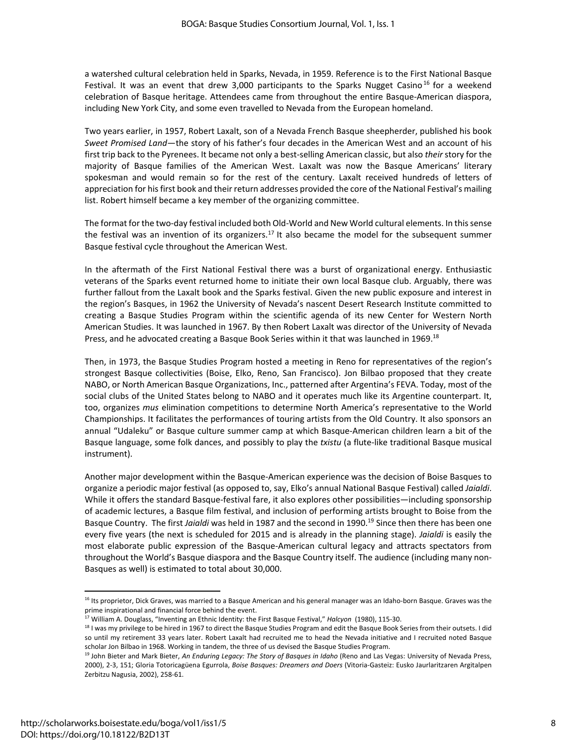a watershed cultural celebration held in Sparks, Nevada, in 1959. Reference is to the First National Basque Festival. It was an event that drew 3,000 participants to the Sparks Nugget Casino[16] for a weekend celebration of Basque heritage. Attendees came from throughout the entire Basque-American diaspora, including New York City, and some even travelled to Nevada from the European homeland.

Two years earlier, in 1957, Robert Laxalt, son of a Nevada French Basque sheepherder, published his book *Sweet Promised Land*—the story of his father's four decades in the American West and an account of his first trip back to the Pyrenees. It became not only a best-selling American classic, but also *their* story for the majority of Basque families of the American West. Laxalt was now the Basque Americans' literary spokesman and would remain so for the rest of the century. Laxalt received hundreds of letters of appreciation for his first book and their return addresses provided the core of the National Festival's mailing list. Robert himself became a key member of the organizing committee.

The format for the two-day festival included both Old-World and New World cultural elements. In this sense the festival was an invention of its organizers.[17] It also became the model for the subsequent summer Basque festival cycle throughout the American West.

In the aftermath of the First National Festival there was a burst of organizational energy. Enthusiastic veterans of the Sparks event returned home to initiate their own local Basque club. Arguably, there was further fallout from the Laxalt book and the Sparks festival. Given the new public exposure and interest in the region's Basques, in 1962 the University of Nevada's nascent Desert Research Institute committed to creating a Basque Studies Program within the scientific agenda of its new Center for Western North American Studies. It was launched in 1967. By then Robert Laxalt was director of the University of Nevada Press, and he advocated creating a Basque Book Series within it that was launched in 1969.[18]

Then, in 1973, the Basque Studies Program hosted a meeting in Reno for representatives of the region's strongest Basque collectivities (Boise, Elko, Reno, San Francisco). Jon Bilbao proposed that they create NABO, or North American Basque Organizations, Inc., patterned after Argentina's FEVA. Today, most of the social clubs of the United States belong to NABO and it operates much like its Argentine counterpart. It, too, organizes *mus* elimination competitions to determine North America's representative to the World Championships. It facilitates the performances of touring artists from the Old Country. It also sponsors an annual "Udaleku" or Basque culture summer camp at which Basque-American children learn a bit of the Basque language, some folk dances, and possibly to play the *txistu* (a flute-like traditional Basque musical instrument).

Another major development within the Basque-American experience was the decision of Boise Basques to organize a periodic major festival (as opposed to, say, Elko's annual National Basque Festival) called *Jaialdi*. While it offers the standard Basque-festival fare, it also explores other possibilities—including sponsorship of academic lectures, a Basque film festival, and inclusion of performing artists brought to Boise from the Basque Country. The first *Jaialdi* was held in 1987 and the second in 1990.[19] Since then there has been one every five years (the next is scheduled for 2015 and is already in the planning stage). *Jaialdi* is easily the most elaborate public expression of the Basque-American cultural legacy and attracts spectators from throughout the World's Basque diaspora and the Basque Country itself. The audience (including many non-Basques as well) is estimated to total about 30,000.

---

[16] Its proprietor, Dick Graves, was married to a Basque American and his general manager was an Idaho-born Basque. Graves was the prime inspirational and financial force behind the event.

[17] William A. Douglass, "Inventing an Ethnic Identity: the First Basque Festival," *Halcyon* (1980), 115-30.

[18] I was my privilege to be hired in 1967 to direct the Basque Studies Program and edit the Basque Book Series from their outsets. I did so until my retirement 33 years later. Robert Laxalt had recruited me to head the Nevada initiative and I recruited noted Basque scholar Jon Bilbao in 1968. Working in tandem, the three of us devised the Basque Studies Program.

[19] John Bieter and Mark Bieter, *An Enduring Legacy: The Story of Basques in Idaho* (Reno and Las Vegas: University of Nevada Press, 2000), 2-3, 151; Gloria Totoricagüena Egurrola, *Boise Basques: Dreamers and Doers* (Vitoria-Gasteiz: Eusko Jaurlaritzaren Argitalpen Zerbitzu Nagusia, 2002), 258-61.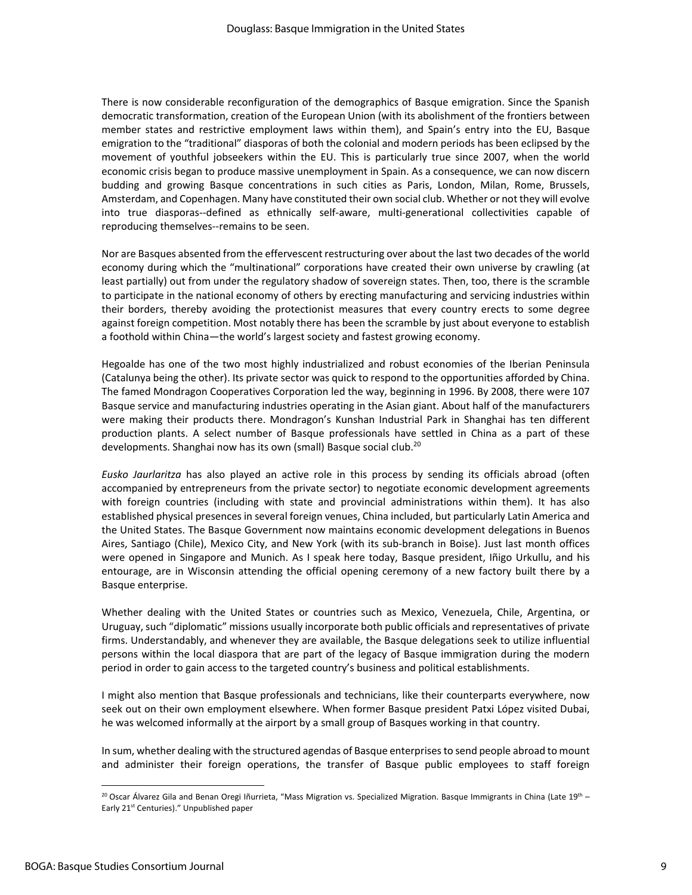There is now considerable reconfiguration of the demographics of Basque emigration. Since the Spanish democratic transformation, creation of the European Union (with its abolishment of the frontiers between member states and restrictive employment laws within them), and Spain's entry into the EU, Basque emigration to the "traditional" diasporas of both the colonial and modern periods has been eclipsed by the movement of youthful jobseekers within the EU. This is particularly true since 2007, when the world economic crisis began to produce massive unemployment in Spain. As a consequence, we can now discern budding and growing Basque concentrations in such cities as Paris, London, Milan, Rome, Brussels, Amsterdam, and Copenhagen. Many have constituted their own social club. Whether or not they will evolve into true diasporas--defined as ethnically self-aware, multi-generational collectivities capable of reproducing themselves--remains to be seen.

Nor are Basques absented from the effervescent restructuring over about the last two decades of the world economy during which the "multinational" corporations have created their own universe by crawling (at least partially) out from under the regulatory shadow of sovereign states. Then, too, there is the scramble to participate in the national economy of others by erecting manufacturing and servicing industries within their borders, thereby avoiding the protectionist measures that every country erects to some degree against foreign competition. Most notably there has been the scramble by just about everyone to establish a foothold within China—the world's largest society and fastest growing economy.

Hegoalde has one of the two most highly industrialized and robust economies of the Iberian Peninsula (Catalunya being the other). Its private sector was quick to respond to the opportunities afforded by China. The famed Mondragon Cooperatives Corporation led the way, beginning in 1996. By 2008, there were 107 Basque service and manufacturing industries operating in the Asian giant. About half of the manufacturers were making their products there. Mondragon's Kunshan Industrial Park in Shanghai has ten different production plants. A select number of Basque professionals have settled in China as a part of these developments. Shanghai now has its own (small) Basque social club.[20]

*Eusko Jaurlaritza* has also played an active role in this process by sending its officials abroad (often accompanied by entrepreneurs from the private sector) to negotiate economic development agreements with foreign countries (including with state and provincial administrations within them). It has also established physical presences in several foreign venues, China included, but particularly Latin America and the United States. The Basque Government now maintains economic development delegations in Buenos Aires, Santiago (Chile), Mexico City, and New York (with its sub-branch in Boise). Just last month offices were opened in Singapore and Munich. As I speak here today, Basque president, Iñigo Urkullu, and his entourage, are in Wisconsin attending the official opening ceremony of a new factory built there by a Basque enterprise.

Whether dealing with the United States or countries such as Mexico, Venezuela, Chile, Argentina, or Uruguay, such "diplomatic" missions usually incorporate both public officials and representatives of private firms. Understandably, and whenever they are available, the Basque delegations seek to utilize influential persons within the local diaspora that are part of the legacy of Basque immigration during the modern period in order to gain access to the targeted country's business and political establishments.

I might also mention that Basque professionals and technicians, like their counterparts everywhere, now seek out on their own employment elsewhere. When former Basque president Patxi López visited Dubai, he was welcomed informally at the airport by a small group of Basques working in that country.

In sum, whether dealing with the structured agendas of Basque enterprises to send people abroad to mount and administer their foreign operations, the transfer of Basque public employees to staff foreign

---

[20] Oscar Álvarez Gila and Benan Oregi Iñurrieta, "Mass Migration vs. Specialized Migration. Basque Immigrants in China (Late 19th – Early 21st Centuries)." Unpublished paper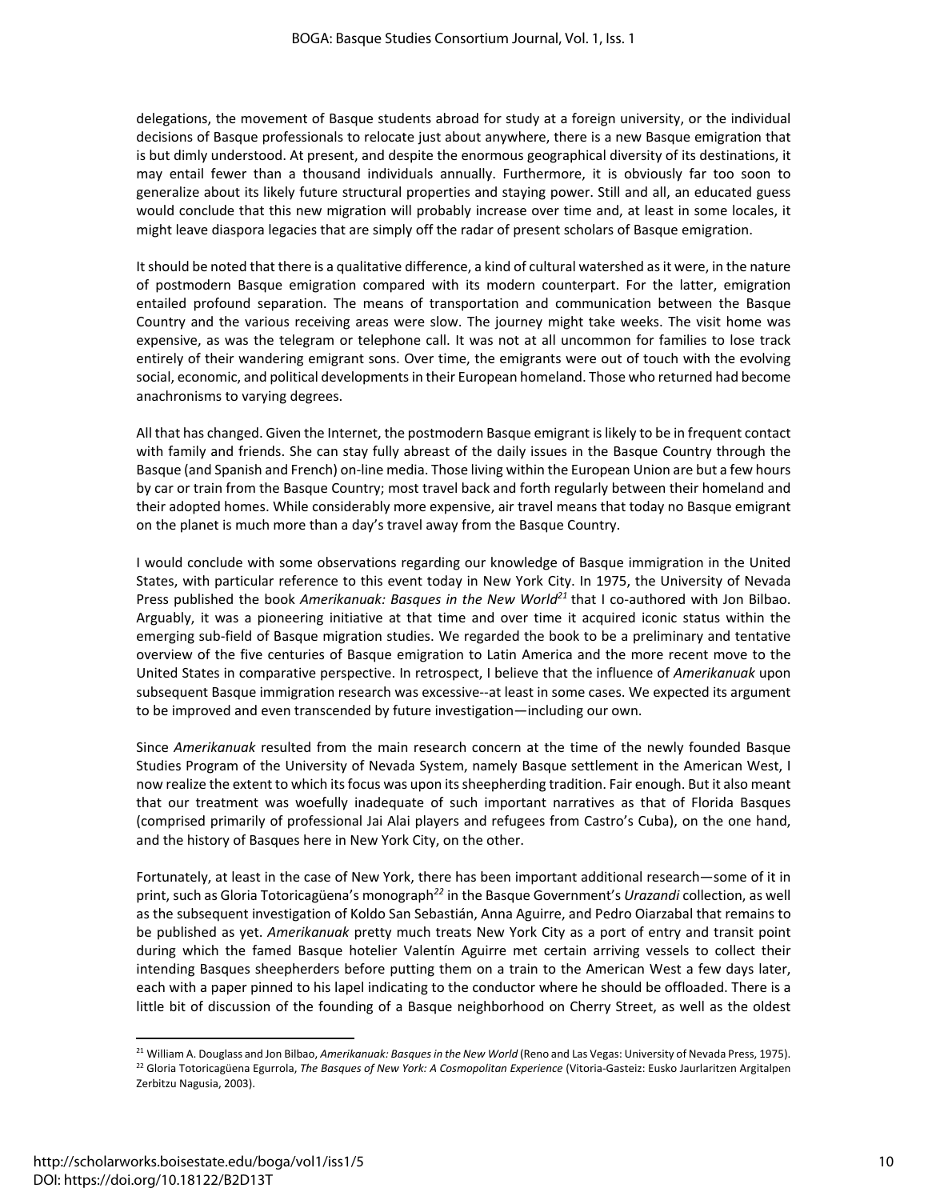delegations, the movement of Basque students abroad for study at a foreign university, or the individual decisions of Basque professionals to relocate just about anywhere, there is a new Basque emigration that is but dimly understood. At present, and despite the enormous geographical diversity of its destinations, it may entail fewer than a thousand individuals annually. Furthermore, it is obviously far too soon to generalize about its likely future structural properties and staying power. Still and all, an educated guess would conclude that this new migration will probably increase over time and, at least in some locales, it might leave diaspora legacies that are simply off the radar of present scholars of Basque emigration.

It should be noted that there is a qualitative difference, a kind of cultural watershed as it were, in the nature of postmodern Basque emigration compared with its modern counterpart. For the latter, emigration entailed profound separation. The means of transportation and communication between the Basque Country and the various receiving areas were slow. The journey might take weeks. The visit home was expensive, as was the telegram or telephone call. It was not at all uncommon for families to lose track entirely of their wandering emigrant sons. Over time, the emigrants were out of touch with the evolving social, economic, and political developments in their European homeland. Those who returned had become anachronisms to varying degrees.

All that has changed. Given the Internet, the postmodern Basque emigrant is likely to be in frequent contact with family and friends. She can stay fully abreast of the daily issues in the Basque Country through the Basque (and Spanish and French) on-line media. Those living within the European Union are but a few hours by car or train from the Basque Country; most travel back and forth regularly between their homeland and their adopted homes. While considerably more expensive, air travel means that today no Basque emigrant on the planet is much more than a day's travel away from the Basque Country.

I would conclude with some observations regarding our knowledge of Basque immigration in the United States, with particular reference to this event today in New York City. In 1975, the University of Nevada Press published the book *Amerikanuak: Basques in the New World*[21] that I co-authored with Jon Bilbao. Arguably, it was a pioneering initiative at that time and over time it acquired iconic status within the emerging sub-field of Basque migration studies. We regarded the book to be a preliminary and tentative overview of the five centuries of Basque emigration to Latin America and the more recent move to the United States in comparative perspective. In retrospect, I believe that the influence of *Amerikanuak* upon subsequent Basque immigration research was excessive--at least in some cases. We expected its argument to be improved and even transcended by future investigation—including our own.

Since *Amerikanuak* resulted from the main research concern at the time of the newly founded Basque Studies Program of the University of Nevada System, namely Basque settlement in the American West, I now realize the extent to which its focus was upon its sheepherding tradition. Fair enough. But it also meant that our treatment was woefully inadequate of such important narratives as that of Florida Basques (comprised primarily of professional Jai Alai players and refugees from Castro's Cuba), on the one hand, and the history of Basques here in New York City, on the other.

Fortunately, at least in the case of New York, there has been important additional research—some of it in print, such as Gloria Totoricagüena's monograph[22] in the Basque Government's *Urazandi* collection, as well as the subsequent investigation of Koldo San Sebastián, Anna Aguirre, and Pedro Oiarzabal that remains to be published as yet. *Amerikanuak* pretty much treats New York City as a port of entry and transit point during which the famed Basque hotelier Valentín Aguirre met certain arriving vessels to collect their intending Basques sheepherders before putting them on a train to the American West a few days later, each with a paper pinned to his lapel indicating to the conductor where he should be offloaded. There is a little bit of discussion of the founding of a Basque neighborhood on Cherry Street, as well as the oldest

---

[21] William A. Douglass and Jon Bilbao, *Amerikanuak: Basques in the New World* (Reno and Las Vegas: University of Nevada Press, 1975).

[22] Gloria Totoricagüena Egurrola, *The Basques of New York: A Cosmopolitan Experience* (Vitoria-Gasteiz: Eusko Jaurlaritzen Argitalpen Zerbitzu Nagusia, 2003).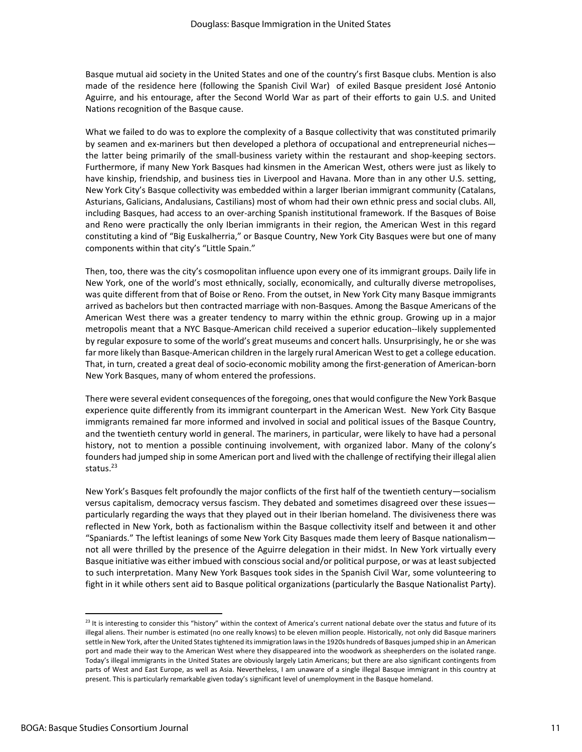Basque mutual aid society in the United States and one of the country's first Basque clubs. Mention is also made of the residence here (following the Spanish Civil War) of exiled Basque president José Antonio Aguirre, and his entourage, after the Second World War as part of their efforts to gain U.S. and United Nations recognition of the Basque cause.

What we failed to do was to explore the complexity of a Basque collectivity that was constituted primarily by seamen and ex-mariners but then developed a plethora of occupational and entrepreneurial niches—the latter being primarily of the small-business variety within the restaurant and shop-keeping sectors. Furthermore, if many New York Basques had kinsmen in the American West, others were just as likely to have kinship, friendship, and business ties in Liverpool and Havana. More than in any other U.S. setting, New York City's Basque collectivity was embedded within a larger Iberian immigrant community (Catalans, Asturians, Galicians, Andalusians, Castilians) most of whom had their own ethnic press and social clubs. All, including Basques, had access to an over-arching Spanish institutional framework. If the Basques of Boise and Reno were practically the only Iberian immigrants in their region, the American West in this regard constituting a kind of "Big Euskalherria," or Basque Country, New York City Basques were but one of many components within that city's "Little Spain."

Then, too, there was the city's cosmopolitan influence upon every one of its immigrant groups. Daily life in New York, one of the world's most ethnically, socially, economically, and culturally diverse metropolises, was quite different from that of Boise or Reno. From the outset, in New York City many Basque immigrants arrived as bachelors but then contracted marriage with non-Basques. Among the Basque Americans of the American West there was a greater tendency to marry within the ethnic group. Growing up in a major metropolis meant that a NYC Basque-American child received a superior education--likely supplemented by regular exposure to some of the world's great museums and concert halls. Unsurprisingly, he or she was far more likely than Basque-American children in the largely rural American West to get a college education. That, in turn, created a great deal of socio-economic mobility among the first-generation of American-born New York Basques, many of whom entered the professions.

There were several evident consequences of the foregoing, ones that would configure the New York Basque experience quite differently from its immigrant counterpart in the American West. New York City Basque immigrants remained far more informed and involved in social and political issues of the Basque Country, and the twentieth century world in general. The mariners, in particular, were likely to have had a personal history, not to mention a possible continuing involvement, with organized labor. Many of the colony's founders had jumped ship in some American port and lived with the challenge of rectifying their illegal alien status.[23]

New York's Basques felt profoundly the major conflicts of the first half of the twentieth century—socialism versus capitalism, democracy versus fascism. They debated and sometimes disagreed over these issues—particularly regarding the ways that they played out in their Iberian homeland. The divisiveness there was reflected in New York, both as factionalism within the Basque collectivity itself and between it and other "Spaniards." The leftist leanings of some New York City Basques made them leery of Basque nationalism—not all were thrilled by the presence of the Aguirre delegation in their midst. In New York virtually every Basque initiative was either imbued with conscious social and/or political purpose, or was at least subjected to such interpretation. Many New York Basques took sides in the Spanish Civil War, some volunteering to fight in it while others sent aid to Basque political organizations (particularly the Basque Nationalist Party).

---

[23] It is interesting to consider this "history" within the context of America's current national debate over the status and future of its illegal aliens. Their number is estimated (no one really knows) to be eleven million people. Historically, not only did Basque mariners settle in New York, after the United States tightened its immigration laws in the 1920s hundreds of Basques jumped ship in an American port and made their way to the American West where they disappeared into the woodwork as sheepherders on the isolated range. Today's illegal immigrants in the United States are obviously largely Latin Americans; but there are also significant contingents from parts of West and East Europe, as well as Asia. Nevertheless, I am unaware of a single illegal Basque immigrant in this country at present. This is particularly remarkable given today's significant level of unemployment in the Basque homeland.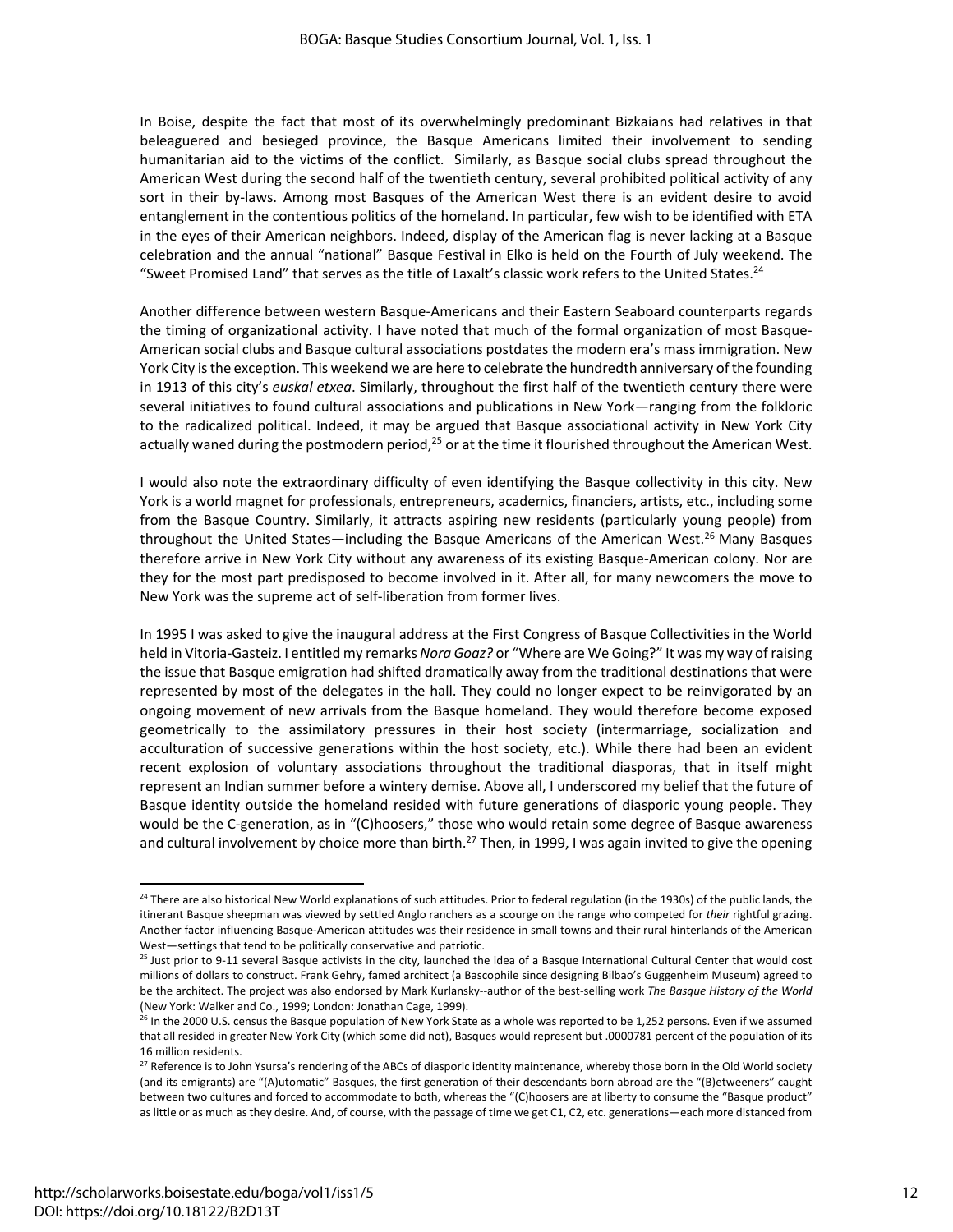In Boise, despite the fact that most of its overwhelmingly predominant Bizkaians had relatives in that beleaguered and besieged province, the Basque Americans limited their involvement to sending humanitarian aid to the victims of the conflict. Similarly, as Basque social clubs spread throughout the American West during the second half of the twentieth century, several prohibited political activity of any sort in their by-laws. Among most Basques of the American West there is an evident desire to avoid entanglement in the contentious politics of the homeland. In particular, few wish to be identified with ETA in the eyes of their American neighbors. Indeed, display of the American flag is never lacking at a Basque celebration and the annual "national" Basque Festival in Elko is held on the Fourth of July weekend. The "Sweet Promised Land" that serves as the title of Laxalt's classic work refers to the United States.[24]

Another difference between western Basque-Americans and their Eastern Seaboard counterparts regards the timing of organizational activity. I have noted that much of the formal organization of most Basque-American social clubs and Basque cultural associations postdates the modern era's mass immigration. New York City is the exception. This weekend we are here to celebrate the hundredth anniversary of the founding in 1913 of this city's *euskal etxea*. Similarly, throughout the first half of the twentieth century there were several initiatives to found cultural associations and publications in New York—ranging from the folkloric to the radicalized political. Indeed, it may be argued that Basque associational activity in New York City actually waned during the postmodern period,[25] or at the time it flourished throughout the American West.

I would also note the extraordinary difficulty of even identifying the Basque collectivity in this city. New York is a world magnet for professionals, entrepreneurs, academics, financiers, artists, etc., including some from the Basque Country. Similarly, it attracts aspiring new residents (particularly young people) from throughout the United States—including the Basque Americans of the American West.[26] Many Basques therefore arrive in New York City without any awareness of its existing Basque-American colony. Nor are they for the most part predisposed to become involved in it. After all, for many newcomers the move to New York was the supreme act of self-liberation from former lives.

In 1995 I was asked to give the inaugural address at the First Congress of Basque Collectivities in the World held in Vitoria-Gasteiz. I entitled my remarks *Nora Goaz?* or "Where are We Going?" It was my way of raising the issue that Basque emigration had shifted dramatically away from the traditional destinations that were represented by most of the delegates in the hall. They could no longer expect to be reinvigorated by an ongoing movement of new arrivals from the Basque homeland. They would therefore become exposed geometrically to the assimilatory pressures in their host society (intermarriage, socialization and acculturation of successive generations within the host society, etc.). While there had been an evident recent explosion of voluntary associations throughout the traditional diasporas, that in itself might represent an Indian summer before a wintery demise. Above all, I underscored my belief that the future of Basque identity outside the homeland resided with future generations of diasporic young people. They would be the C-generation, as in "(C)hoosers," those who would retain some degree of Basque awareness and cultural involvement by choice more than birth.[27] Then, in 1999, I was again invited to give the opening

---

[24] There are also historical New World explanations of such attitudes. Prior to federal regulation (in the 1930s) of the public lands, the itinerant Basque sheepman was viewed by settled Anglo ranchers as a scourge on the range who competed for *their* rightful grazing. Another factor influencing Basque-American attitudes was their residence in small towns and their rural hinterlands of the American West—settings that tend to be politically conservative and patriotic.

[25] Just prior to 9-11 several Basque activists in the city, launched the idea of a Basque International Cultural Center that would cost millions of dollars to construct. Frank Gehry, famed architect (a Bascophile since designing Bilbao's Guggenheim Museum) agreed to be the architect. The project was also endorsed by Mark Kurlansky--author of the best-selling work *The Basque History of the World* (New York: Walker and Co., 1999; London: Jonathan Cage, 1999).

[26] In the 2000 U.S. census the Basque population of New York State as a whole was reported to be 1,252 persons. Even if we assumed that all resided in greater New York City (which some did not), Basques would represent but .0000781 percent of the population of its 16 million residents.

[27] Reference is to John Ysursa's rendering of the ABCs of diasporic identity maintenance, whereby those born in the Old World society (and its emigrants) are "(A)utomatic" Basques, the first generation of their descendants born abroad are the "(B)etweeners" caught between two cultures and forced to accommodate to both, whereas the "(C)hoosers are at liberty to consume the "Basque product" as little or as much as they desire. And, of course, with the passage of time we get C1, C2, etc. generations—each more distanced from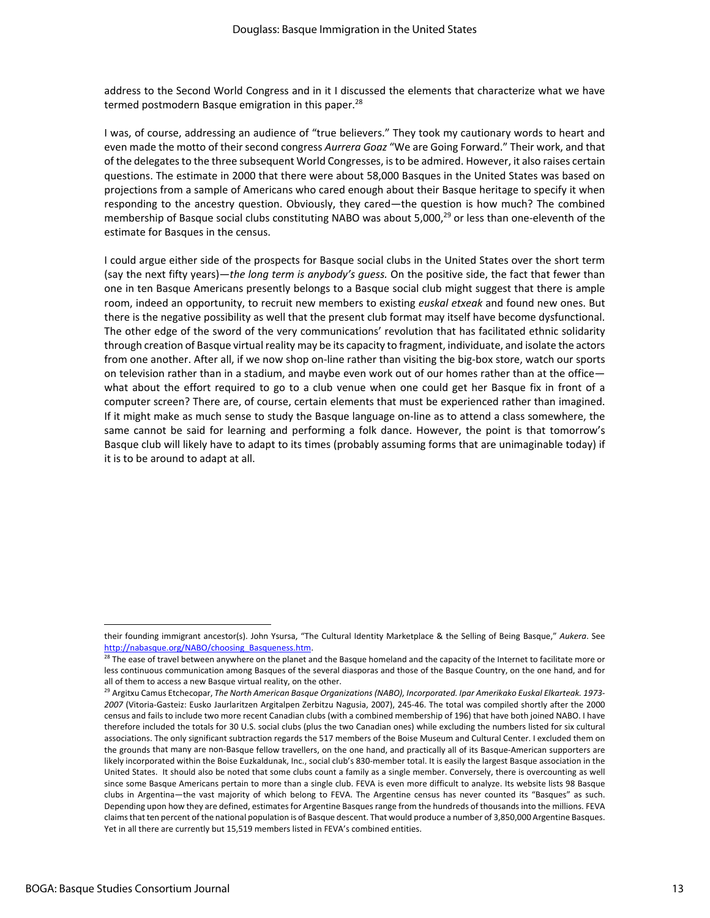address to the Second World Congress and in it I discussed the elements that characterize what we have termed postmodern Basque emigration in this paper.[28]

I was, of course, addressing an audience of "true believers." They took my cautionary words to heart and even made the motto of their second congress *Aurrera Goaz* "We are Going Forward." Their work, and that of the delegates to the three subsequent World Congresses, is to be admired. However, it also raises certain questions. The estimate in 2000 that there were about 58,000 Basques in the United States was based on projections from a sample of Americans who cared enough about their Basque heritage to specify it when responding to the ancestry question. Obviously, they cared—the question is how much? The combined membership of Basque social clubs constituting NABO was about 5,000,[29] or less than one-eleventh of the estimate for Basques in the census.

I could argue either side of the prospects for Basque social clubs in the United States over the short term (say the next fifty years)—*the long term is anybody's guess.* On the positive side, the fact that fewer than one in ten Basque Americans presently belongs to a Basque social club might suggest that there is ample room, indeed an opportunity, to recruit new members to existing *euskal etxeak* and found new ones. But there is the negative possibility as well that the present club format may itself have become dysfunctional. The other edge of the sword of the very communications' revolution that has facilitated ethnic solidarity through creation of Basque virtual reality may be its capacity to fragment, individuate, and isolate the actors from one another. After all, if we now shop on-line rather than visiting the big-box store, watch our sports on television rather than in a stadium, and maybe even work out of our homes rather than at the office—what about the effort required to go to a club venue when one could get her Basque fix in front of a computer screen? There are, of course, certain elements that must be experienced rather than imagined. If it might make as much sense to study the Basque language on-line as to attend a class somewhere, the same cannot be said for learning and performing a folk dance. However, the point is that tomorrow's Basque club will likely have to adapt to its times (probably assuming forms that are unimaginable today) if it is to be around to adapt at all.

---

their founding immigrant ancestor(s). John Ysursa, "The Cultural Identity Marketplace & the Selling of Being Basque," *Aukera*. See http://nabasque.org/NABO/choosing_Basqueness.htm.

[28] The ease of travel between anywhere on the planet and the Basque homeland and the capacity of the Internet to facilitate more or less continuous communication among Basques of the several diasporas and those of the Basque Country, on the one hand, and for all of them to access a new Basque virtual reality, on the other.

[29] Argitxu Camus Etchecopar, *The North American Basque Organizations (NABO), Incorporated. Ipar Amerikako Euskal Elkarteak. 1973-2007* (Vitoria-Gasteiz: Eusko Jaurlaritzen Argitalpen Zerbitzu Nagusia, 2007), 245-46. The total was compiled shortly after the 2000 census and fails to include two more recent Canadian clubs (with a combined membership of 196) that have both joined NABO. I have therefore included the totals for 30 U.S. social clubs (plus the two Canadian ones) while excluding the numbers listed for six cultural associations. The only significant subtraction regards the 517 members of the Boise Museum and Cultural Center. I excluded them on the grounds that many are non-Basque fellow travellers, on the one hand, and practically all of its Basque-American supporters are likely incorporated within the Boise Euzkaldunak, Inc., social club's 830-member total. It is easily the largest Basque association in the United States. It should also be noted that some clubs count a family as a single member. Conversely, there is overcounting as well since some Basque Americans pertain to more than a single club. FEVA is even more difficult to analyze. Its website lists 98 Basque clubs in Argentina—the vast majority of which belong to FEVA. The Argentine census has never counted its "Basques" as such. Depending upon how they are defined, estimates for Argentine Basques range from the hundreds of thousands into the millions. FEVA claims that ten percent of the national population is of Basque descent. That would produce a number of 3,850,000 Argentine Basques. Yet in all there are currently but 15,519 members listed in FEVA's combined entities.